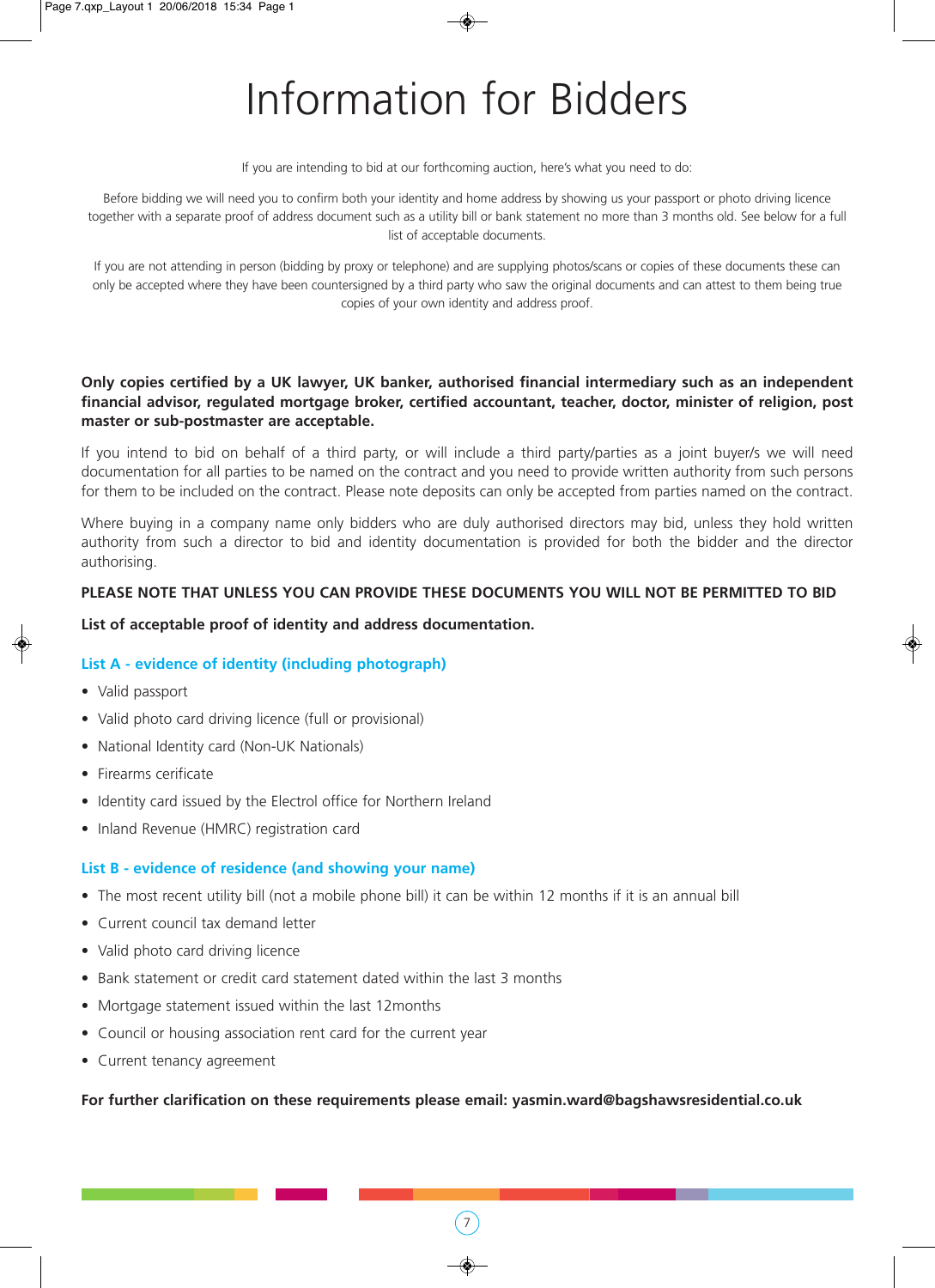# Information for Bidders

If you are intending to bid at our forthcoming auction, here's what you need to do:

Before bidding we will need you to confirm both your identity and home address by showing us your passport or photo driving licence together with a separate proof of address document such as a utility bill or bank statement no more than 3 months old. See below for a full list of acceptable documents.

If you are not attending in person (bidding by proxy or telephone) and are supplying photos/scans or copies of these documents these can only be accepted where they have been countersigned by a third party who saw the original documents and can attest to them being true copies of your own identity and address proof.

**Only copies certified by a UK lawyer, UK banker, authorised financial intermediary such as an independent financial advisor, regulated mortgage broker, certified accountant, teacher, doctor, minister of religion, post master or sub-postmaster are acceptable.**

If you intend to bid on behalf of a third party, or will include a third party/parties as a joint buyer/s we will need documentation for all parties to be named on the contract and you need to provide written authority from such persons for them to be included on the contract. Please note deposits can only be accepted from parties named on the contract.

Where buying in a company name only bidders who are duly authorised directors may bid, unless they hold written authority from such a director to bid and identity documentation is provided for both the bidder and the director authorising.

**PLEASE NOTE THAT UNLESS YOU CAN PROVIDE THESE DOCUMENTS YOU WILL NOT BE PERMITTED TO BID**

**List of acceptable proof of identity and address documentation.**

### List A - evidence of identity (including photograph)

- Valid passport
- Valid photo card driving licence (full or provisional)
- National Identity card (Non-UK Nationals)
- Firearms cerificate
- Identity card issued by the Electrol office for Northern Ireland
- Inland Revenue (HMRC) registration card

### List B - evidence of residence (and showing your name)

- The most recent utility bill (not a mobile phone bill) it can be within 12 months if it is an annual bill
- Current council tax demand letter
- Valid photo card driving licence
- Bank statement or credit card statement dated within the last 3 months
- Mortgage statement issued within the last 12months
- Council or housing association rent card for the current year
- Current tenancy agreement

**For further clarification on these requirements please email: yasmin.ward@bagshawsresidential.co.uk**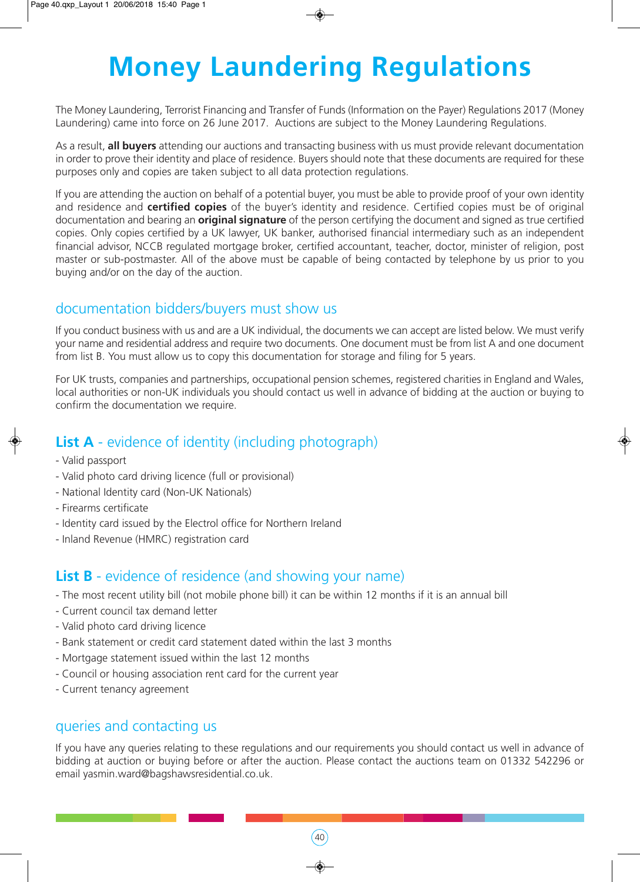# Money Laundering Regulations

The Money Laundering, Terrorist Financing and Transfer of Funds (Information on the Payer) Regulations 2017 (Money Laundering) came into force on 26 June 2017. Auctions are subject to the Money Laundering Regulations.

As a result, **all buyers** attending our auctions and transacting business with us must provide relevant documentation in order to prove their identity and place of residence. Buyers should note that these documents are required for these purposes only and copies are taken subject to all data protection regulations.

If you are attending the auction on behalf of a potential buyer, you must be able to provide proof of your own identity and residence and **certified copies** of the buyer's identity and residence. Certified copies must be of original documentation and bearing an **original signature** of the person certifying the document and signed as true certified copies. Only copies certified by a UK lawyer, UK banker, authorised financial intermediary such as an independent financial advisor, NCCB regulated mortgage broker, certified accountant, teacher, doctor, minister of religion, post master or sub-postmaster. All of the above must be capable of being contacted by telephone by us prior to you buying and/or on the day of the auction.

## documentation bidders/buyers must show us

If you conduct business with us and are a UK individual, the documents we can accept are listed below. We must verify your name and residential address and require two documents. One document must be from list A and one document from list B. You must allow us to copy this documentation for storage and filing for 5 years.

For UK trusts, companies and partnerships, occupational pension schemes, registered charities in England and Wales, local authorities or non-UK individuals you should contact us well in advance of bidding at the auction or buying to confirm the documentation we require.

## **List A** - evidence of identity (including photograph)

- Valid passport
- Valid photo card driving licence (full or provisional)
- National Identity card (Non-UK Nationals)
- Firearms certificate
- Identity card issued by the Electrol office for Northern Ireland
- Inland Revenue (HMRC) registration card

## **List B** - evidence of residence (and showing your name)

- The most recent utility bill (not mobile phone bill) it can be within 12 months if it is an annual bill
- Current council tax demand letter
- Valid photo card driving licence
- Bank statement or credit card statement dated within the last 3 months
- Mortgage statement issued within the last 12 months
- Council or housing association rent card for the current year
- Current tenancy agreement

## queries and contacting us

If you have any queries relating to these regulations and our requirements you should contact us well in advance of bidding at auction or buying before or after the auction. Please contact the auctions team on 01332 542296 or email yasmin.ward@bagshawsresidential.co.uk.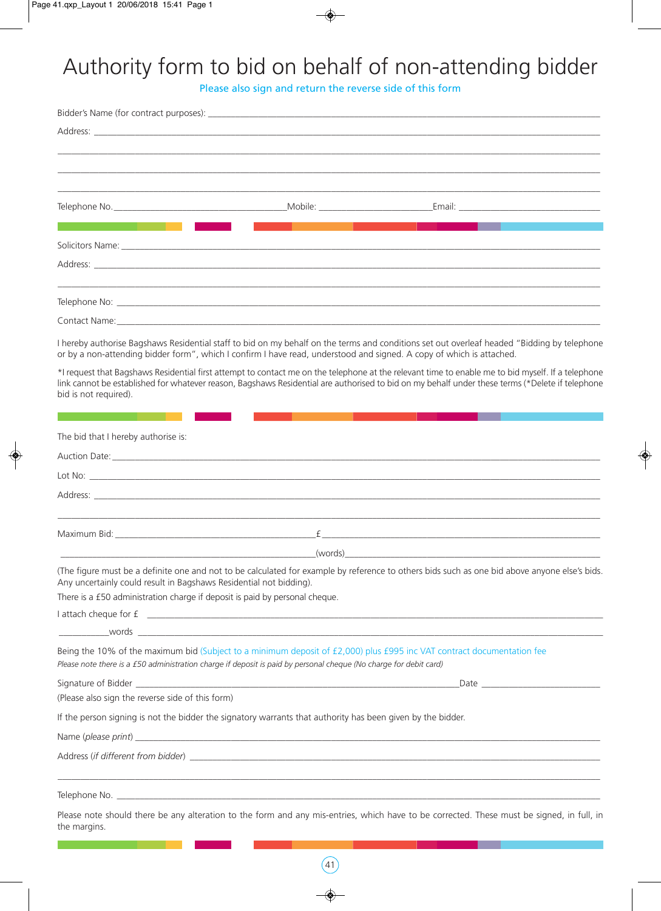# Authority form to bid on behalf of non-attending bidder

Please also sign and return the reverse side of this form

Bidder's Name (for contract purposes): ______________________________

Address: ______________________________

______________________________

______________________________

______________________________

Telephone No. ____________________ Mobile: ____________________ Email: ____________________

Solicitors Name: ______________________________

Address: ______________________________

______________________________

Telephone No: ______________________________

Contact Name: ______________________________

I hereby authorise Bagshaws Residential staff to bid on my behalf on the terms and conditions set out overleaf headed "Bidding by telephone or by a non-attending bidder form", which I confirm I have read, understood and signed. A copy of which is attached.

*I request that Bagshaws Residential first attempt to contact me on the telephone at the relevant time to enable me to bid myself. If a telephone link cannot be established for whatever reason, Bagshaws Residential are authorised to bid on my behalf under these terms (*Delete if telephone bid is not required).

The bid that I hereby authorise is:

Auction Date: ______________________________

Lot No: ______________________________

Address: ______________________________

______________________________

Maximum Bid: ____________________ £ ____________________

____________________ (words) ____________________

(The figure must be a definite one and not to be calculated for example by reference to others bids such as one bid above anyone else's bids. Any uncertainly could result in Bagshaws Residential not bidding).

There is a £50 administration charge if deposit is paid by personal cheque.

I attach cheque for £ ______________________________

__________ words ______________________________

Being the 10% of the maximum bid (Subject to a minimum deposit of £2,000) plus £995 inc VAT contract documentation fee

*Please note there is a £50 administration charge if deposit is paid by personal cheque (No charge for debit card)*

Signature of Bidder ______________________________ Date ____________________

(Please also sign the reverse side of this form)

If the person signing is not the bidder the signatory warrants that authority has been given by the bidder.

Name (*please print*) ______________________________

Address (*if different from bidder*) ______________________________

______________________________

Telephone No. ______________________________

Please note should there be any alteration to the form and any mis-entries, which have to be corrected. These must be signed, in full, in the margins.